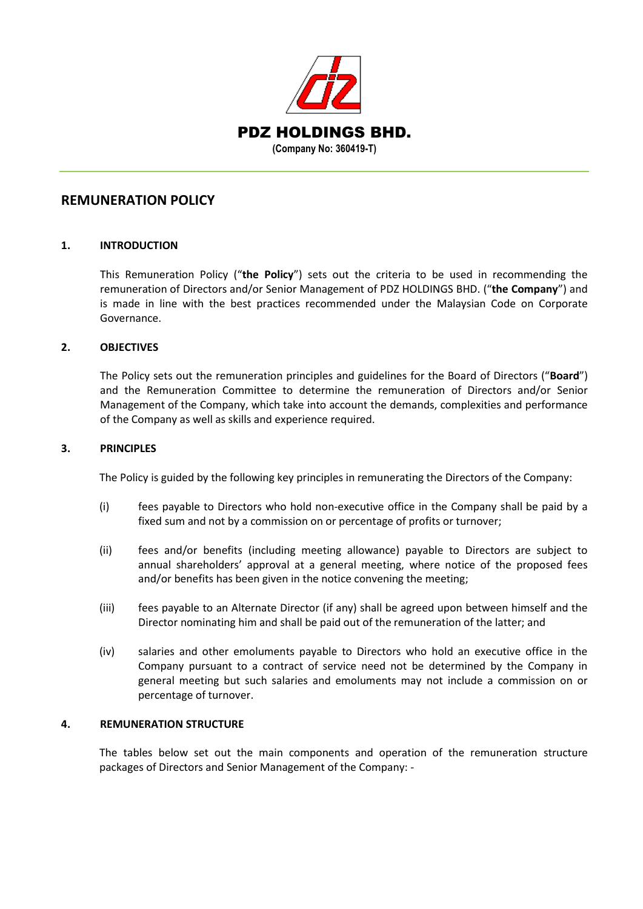# PDZ HOLDINGS BHD.

**(Company No: 360419-T)**

## REMUNERATION POLICY

### 1. INTRODUCTION

This Remuneration Policy ("**the Policy**") sets out the criteria to be used in recommending the remuneration of Directors and/or Senior Management of PDZ HOLDINGS BHD. ("**the Company**") and is made in line with the best practices recommended under the Malaysian Code on Corporate Governance.

### 2. OBJECTIVES

The Policy sets out the remuneration principles and guidelines for the Board of Directors ("**Board**") and the Remuneration Committee to determine the remuneration of Directors and/or Senior Management of the Company, which take into account the demands, complexities and performance of the Company as well as skills and experience required.

### 3. PRINCIPLES

The Policy is guided by the following key principles in remunerating the Directors of the Company:

(i) fees payable to Directors who hold non-executive office in the Company shall be paid by a fixed sum and not by a commission on or percentage of profits or turnover;

(ii) fees and/or benefits (including meeting allowance) payable to Directors are subject to annual shareholders' approval at a general meeting, where notice of the proposed fees and/or benefits has been given in the notice convening the meeting;

(iii) fees payable to an Alternate Director (if any) shall be agreed upon between himself and the Director nominating him and shall be paid out of the remuneration of the latter; and

(iv) salaries and other emoluments payable to Directors who hold an executive office in the Company pursuant to a contract of service need not be determined by the Company in general meeting but such salaries and emoluments may not include a commission on or percentage of turnover.

### 4. REMUNERATION STRUCTURE

The tables below set out the main components and operation of the remuneration structure packages of Directors and Senior Management of the Company: -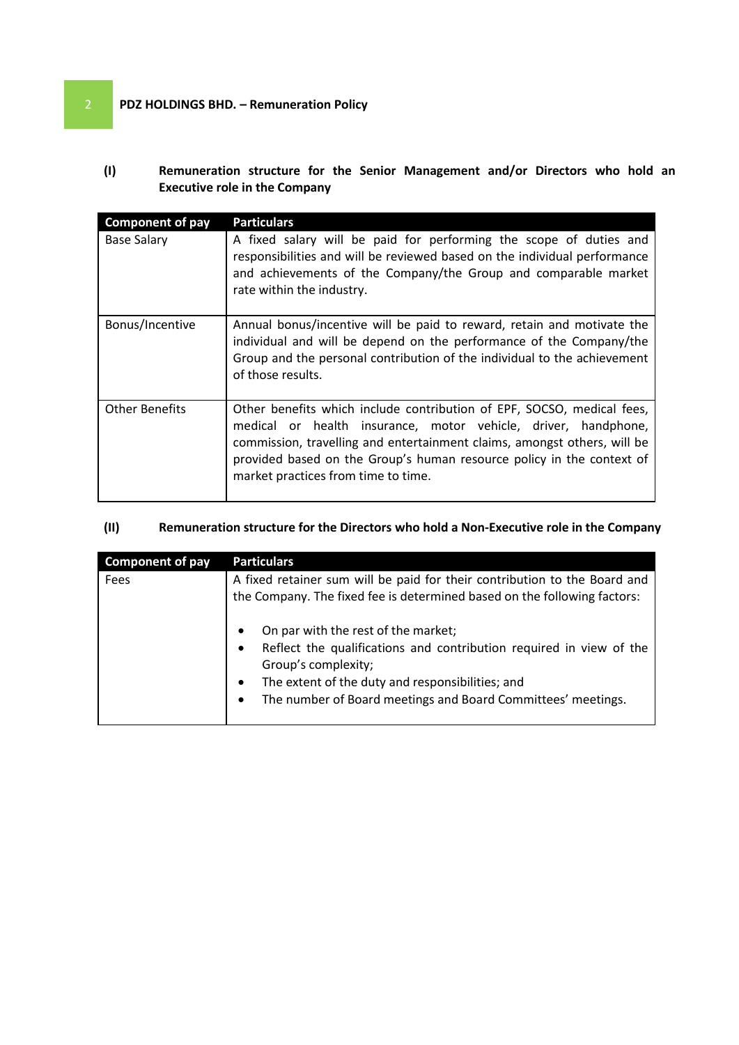**(I) Remuneration structure for the Senior Management and/or Directors who hold an Executive role in the Company**

| Component of pay | Particulars |
| --- | --- |
| Base Salary | A fixed salary will be paid for performing the scope of duties and responsibilities and will be reviewed based on the individual performance and achievements of the Company/the Group and comparable market rate within the industry. |
| Bonus/Incentive | Annual bonus/incentive will be paid to reward, retain and motivate the individual and will be depend on the performance of the Company/the Group and the personal contribution of the individual to the achievement of those results. |
| Other Benefits | Other benefits which include contribution of EPF, SOCSO, medical fees, medical or health insurance, motor vehicle, driver, handphone, commission, travelling and entertainment claims, amongst others, will be provided based on the Group's human resource policy in the context of market practices from time to time. |

**(II) Remuneration structure for the Directors who hold a Non-Executive role in the Company**

| Component of pay | Particulars |
| --- | --- |
| Fees | A fixed retainer sum will be paid for their contribution to the Board and the Company. The fixed fee is determined based on the following factors:<br><br>• On par with the rest of the market;<br>• Reflect the qualifications and contribution required in view of the Group's complexity;<br>• The extent of the duty and responsibilities; and<br>• The number of Board meetings and Board Committees' meetings. |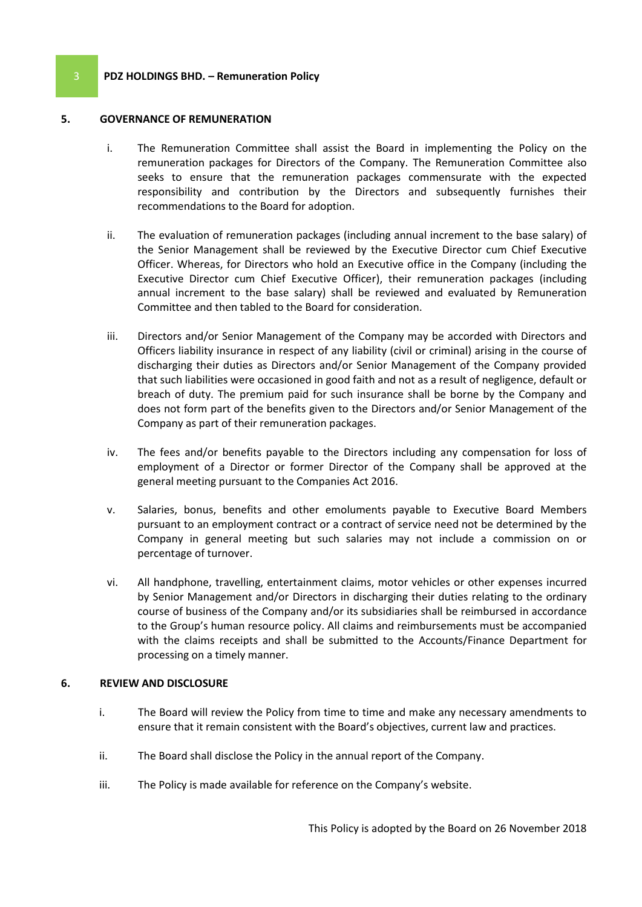## 5. GOVERNANCE OF REMUNERATION

i. The Remuneration Committee shall assist the Board in implementing the Policy on the remuneration packages for Directors of the Company. The Remuneration Committee also seeks to ensure that the remuneration packages commensurate with the expected responsibility and contribution by the Directors and subsequently furnishes their recommendations to the Board for adoption.

ii. The evaluation of remuneration packages (including annual increment to the base salary) of the Senior Management shall be reviewed by the Executive Director cum Chief Executive Officer. Whereas, for Directors who hold an Executive office in the Company (including the Executive Director cum Chief Executive Officer), their remuneration packages (including annual increment to the base salary) shall be reviewed and evaluated by Remuneration Committee and then tabled to the Board for consideration.

iii. Directors and/or Senior Management of the Company may be accorded with Directors and Officers liability insurance in respect of any liability (civil or criminal) arising in the course of discharging their duties as Directors and/or Senior Management of the Company provided that such liabilities were occasioned in good faith and not as a result of negligence, default or breach of duty. The premium paid for such insurance shall be borne by the Company and does not form part of the benefits given to the Directors and/or Senior Management of the Company as part of their remuneration packages.

iv. The fees and/or benefits payable to the Directors including any compensation for loss of employment of a Director or former Director of the Company shall be approved at the general meeting pursuant to the Companies Act 2016.

v. Salaries, bonus, benefits and other emoluments payable to Executive Board Members pursuant to an employment contract or a contract of service need not be determined by the Company in general meeting but such salaries may not include a commission on or percentage of turnover.

vi. All handphone, travelling, entertainment claims, motor vehicles or other expenses incurred by Senior Management and/or Directors in discharging their duties relating to the ordinary course of business of the Company and/or its subsidiaries shall be reimbursed in accordance to the Group's human resource policy. All claims and reimbursements must be accompanied with the claims receipts and shall be submitted to the Accounts/Finance Department for processing on a timely manner.

## 6. REVIEW AND DISCLOSURE

i. The Board will review the Policy from time to time and make any necessary amendments to ensure that it remain consistent with the Board's objectives, current law and practices.

ii. The Board shall disclose the Policy in the annual report of the Company.

iii. The Policy is made available for reference on the Company's website.

This Policy is adopted by the Board on 26 November 2018